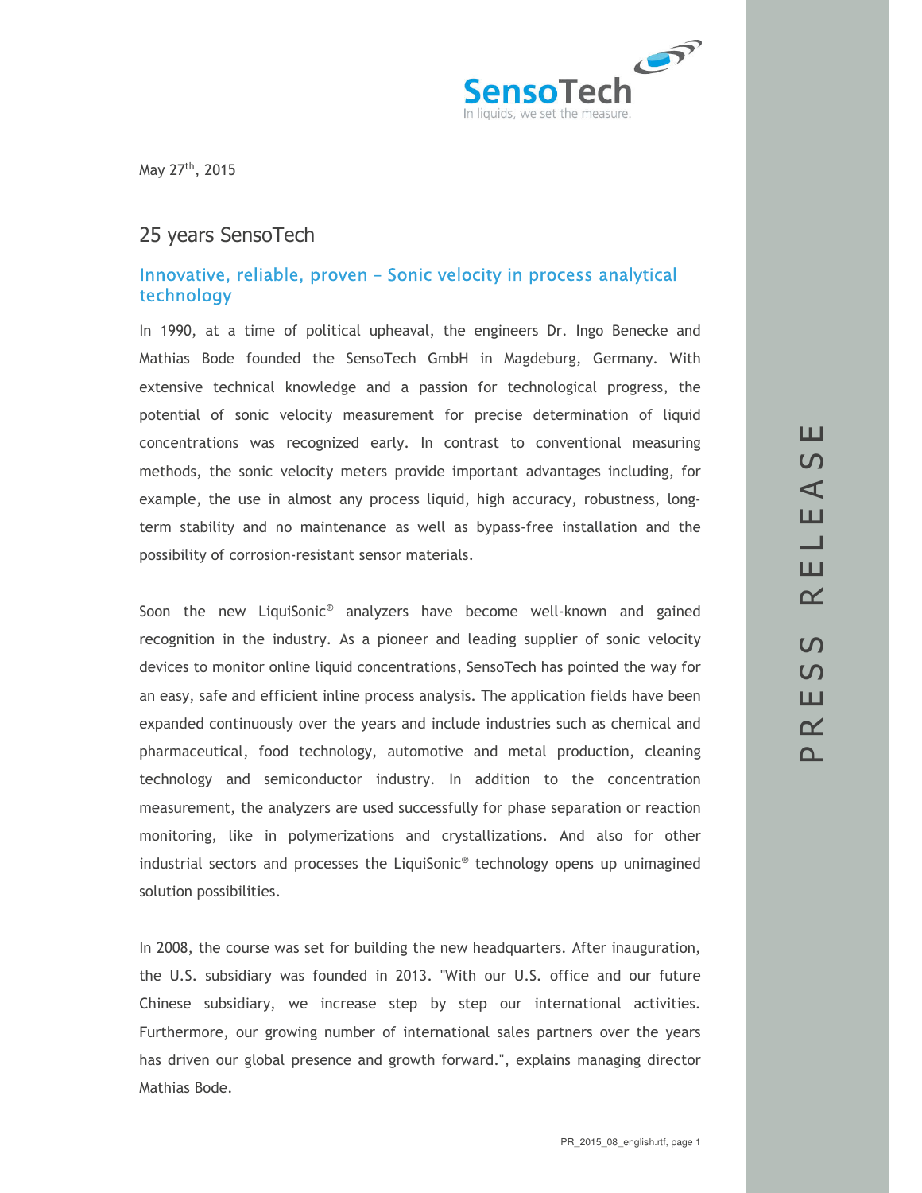May 27th, 2015

# 25 years SensoTech

## Innovative, reliable, proven – Sonic velocity in process analytical technology

In 1990, at a time of political upheaval, the engineers Dr. Ingo Benecke and Mathias Bode founded the SensoTech GmbH in Magdeburg, Germany. With extensive technical knowledge and a passion for technological progress, the potential of sonic velocity measurement for precise determination of liquid concentrations was recognized early. In contrast to conventional measuring methods, the sonic velocity meters provide important advantages including, for example, the use in almost any process liquid, high accuracy, robustness, long-term stability and no maintenance as well as bypass-free installation and the possibility of corrosion-resistant sensor materials.

Soon the new LiquiSonic® analyzers have become well-known and gained recognition in the industry. As a pioneer and leading supplier of sonic velocity devices to monitor online liquid concentrations, SensoTech has pointed the way for an easy, safe and efficient inline process analysis. The application fields have been expanded continuously over the years and include industries such as chemical and pharmaceutical, food technology, automotive and metal production, cleaning technology and semiconductor industry. In addition to the concentration measurement, the analyzers are used successfully for phase separation or reaction monitoring, like in polymerizations and crystallizations. And also for other industrial sectors and processes the LiquiSonic® technology opens up unimagined solution possibilities.

In 2008, the course was set for building the new headquarters. After inauguration, the U.S. subsidiary was founded in 2013. "With our U.S. office and our future Chinese subsidiary, we increase step by step our international activities. Furthermore, our growing number of international sales partners over the years has driven our global presence and growth forward.", explains managing director Mathias Bode.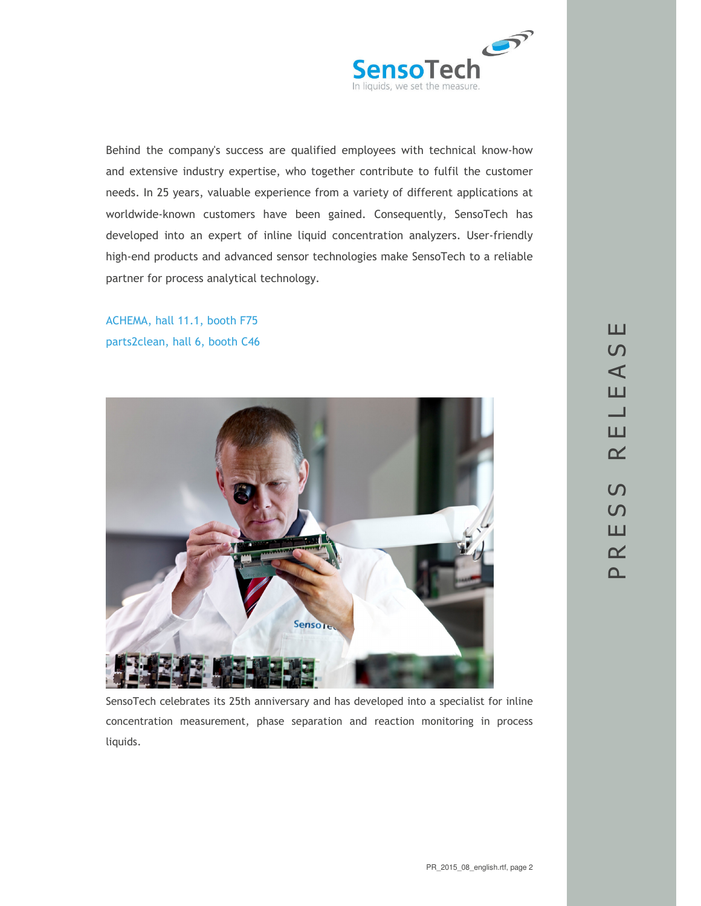Behind the company's success are qualified employees with technical know-how and extensive industry expertise, who together contribute to fulfil the customer needs. In 25 years, valuable experience from a variety of different applications at worldwide-known customers have been gained. Consequently, SensoTech has developed into an expert of inline liquid concentration analyzers. User-friendly high-end products and advanced sensor technologies make SensoTech to a reliable partner for process analytical technology.

ACHEMA, hall 11.1, booth F75
parts2clean, hall 6, booth C46

SensoTech celebrates its 25th anniversary and has developed into a specialist for inline concentration measurement, phase separation and reaction monitoring in process liquids.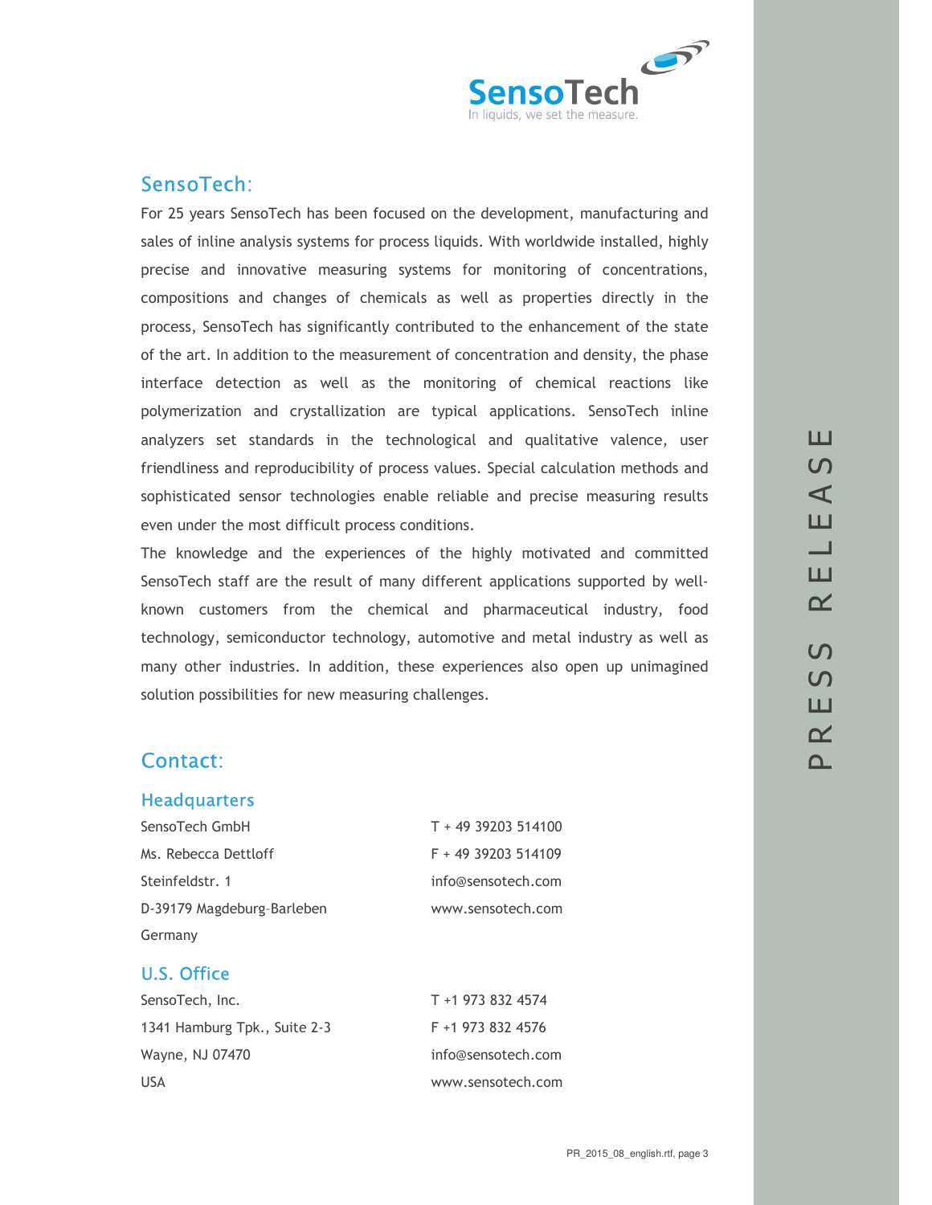## SensoTech:

For 25 years SensoTech has been focused on the development, manufacturing and sales of inline analysis systems for process liquids. With worldwide installed, highly precise and innovative measuring systems for monitoring of concentrations, compositions and changes of chemicals as well as properties directly in the process, SensoTech has significantly contributed to the enhancement of the state of the art. In addition to the measurement of concentration and density, the phase interface detection as well as the monitoring of chemical reactions like polymerization and crystallization are typical applications. SensoTech inline analyzers set standards in the technological and qualitative valence, user friendliness and reproducibility of process values. Special calculation methods and sophisticated sensor technologies enable reliable and precise measuring results even under the most difficult process conditions.

The knowledge and the experiences of the highly motivated and committed SensoTech staff are the result of many different applications supported by well-known customers from the chemical and pharmaceutical industry, food technology, semiconductor technology, automotive and metal industry as well as many other industries. In addition, these experiences also open up unimagined solution possibilities for new measuring challenges.

## Contact:

### Headquarters

SensoTech GmbH
Ms. Rebecca Dettloff
Steinfeldstr. 1
D-39179 Magdeburg-Barleben
Germany

T + 49 39203 514100
F + 49 39203 514109
info@sensotech.com
www.sensotech.com

### U.S. Office

SensoTech, Inc.
1341 Hamburg Tpk., Suite 2-3
Wayne, NJ 07470
USA

T +1 973 832 4574
F +1 973 832 4576
info@sensotech.com
www.sensotech.com